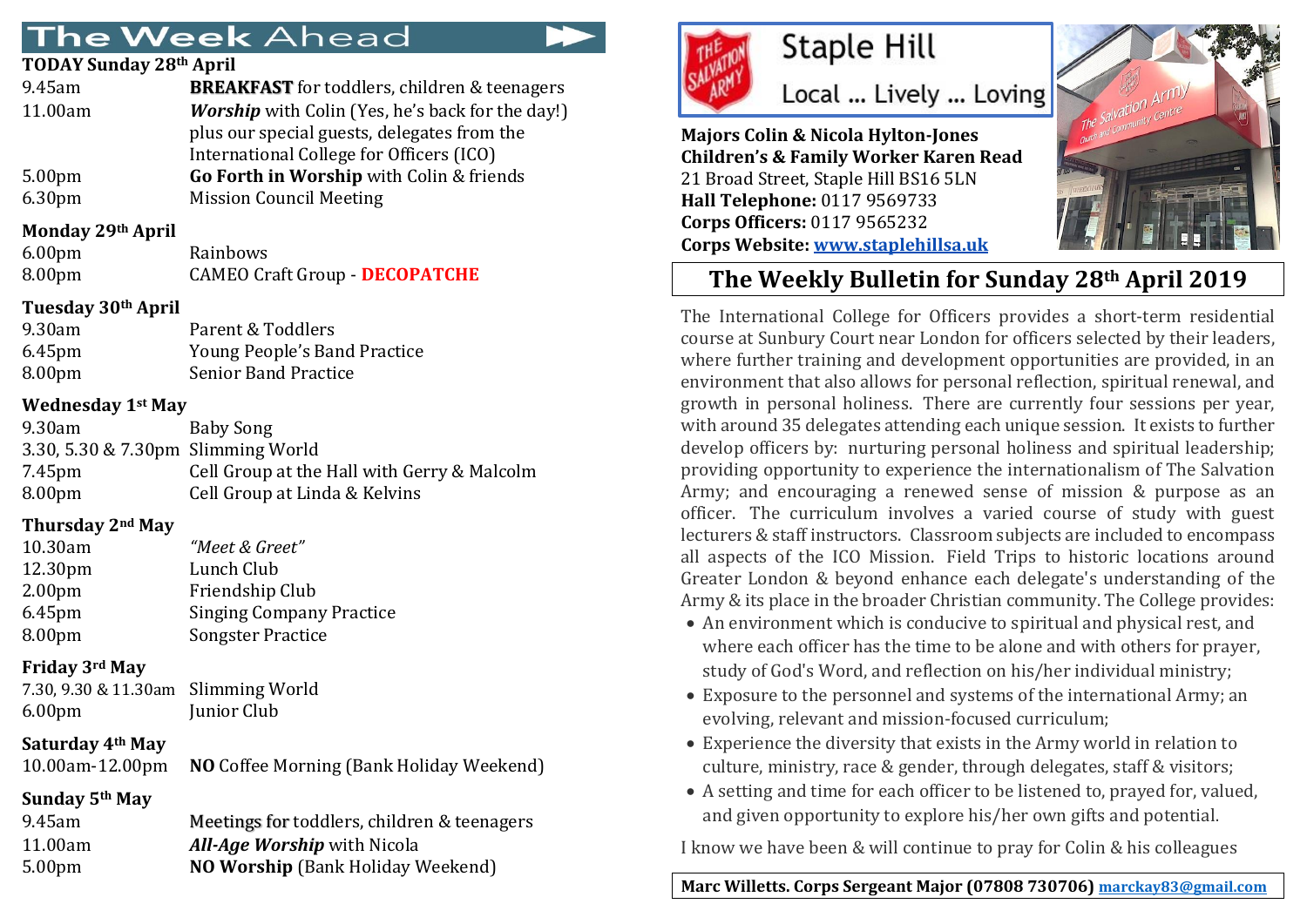## The Week Ahead

**TODAY Sunday 28th April**

| | |
|---|---|
| 9.45am | **BREAKFAST** for toddlers, children & teenagers |
| 11.00am | ***Worship*** with Colin (Yes, he's back for the day!) plus our special guests, delegates from the International College for Officers (ICO) |
| 5.00pm | **Go Forth in Worship** with Colin & friends |
| 6.30pm | Mission Council Meeting |

**Monday 29th April**

| | |
|---|---|
| 6.00pm | Rainbows |
| 8.00pm | CAMEO Craft Group - **DECOPATCHE** |

**Tuesday 30th April**

| | |
|---|---|
| 9.30am | Parent & Toddlers |
| 6.45pm | Young People's Band Practice |
| 8.00pm | Senior Band Practice |

**Wednesday 1st May**

| | |
|---|---|
| 9.30am | Baby Song |
| 3.30, 5.30 & 7.30pm | Slimming World |
| 7.45pm | Cell Group at the Hall with Gerry & Malcolm |
| 8.00pm | Cell Group at Linda & Kelvins |

**Thursday 2nd May**

| | |
|---|---|
| 10.30am | *"Meet & Greet"* |
| 12.30pm | Lunch Club |
| 2.00pm | Friendship Club |
| 6.45pm | Singing Company Practice |
| 8.00pm | Songster Practice |

**Friday 3rd May**

| | |
|---|---|
| 7.30, 9.30 & 11.30am | Slimming World |
| 6.00pm | Junior Club |

**Saturday 4th May**

| | |
|---|---|
| 10.00am-12.00pm | **NO** Coffee Morning (Bank Holiday Weekend) |

**Sunday 5th May**

| | |
|---|---|
| 9.45am | Meetings for toddlers, children & teenagers |
| 11.00am | ***All-Age Worship*** with Nicola |
| 5.00pm | **NO Worship** (Bank Holiday Weekend) |

# Staple Hill

Local ... Lively ... Loving

**Majors Colin & Nicola Hylton-Jones**
**Children's & Family Worker Karen Read**
21 Broad Street, Staple Hill BS16 5LN
**Hall Telephone:** 0117 9569733
**Corps Officers:** 0117 9565232
**Corps Website:** www.staplehillsa.uk

## The Weekly Bulletin for Sunday 28th April 2019

The International College for Officers provides a short-term residential course at Sunbury Court near London for officers selected by their leaders, where further training and development opportunities are provided, in an environment that also allows for personal reflection, spiritual renewal, and growth in personal holiness. There are currently four sessions per year, with around 35 delegates attending each unique session. It exists to further develop officers by: nurturing personal holiness and spiritual leadership; providing opportunity to experience the internationalism of The Salvation Army; and encouraging a renewed sense of mission & purpose as an officer. The curriculum involves a varied course of study with guest lecturers & staff instructors. Classroom subjects are included to encompass all aspects of the ICO Mission. Field Trips to historic locations around Greater London & beyond enhance each delegate's understanding of the Army & its place in the broader Christian community. The College provides:

- An environment which is conducive to spiritual and physical rest, and where each officer has the time to be alone and with others for prayer, study of God's Word, and reflection on his/her individual ministry;
- Exposure to the personnel and systems of the international Army; an evolving, relevant and mission-focused curriculum;
- Experience the diversity that exists in the Army world in relation to culture, ministry, race & gender, through delegates, staff & visitors;
- A setting and time for each officer to be listened to, prayed for, valued, and given opportunity to explore his/her own gifts and potential.

I know we have been & will continue to pray for Colin & his colleagues

**Marc Willetts. Corps Sergeant Major (07808 730706)** marckay83@gmail.com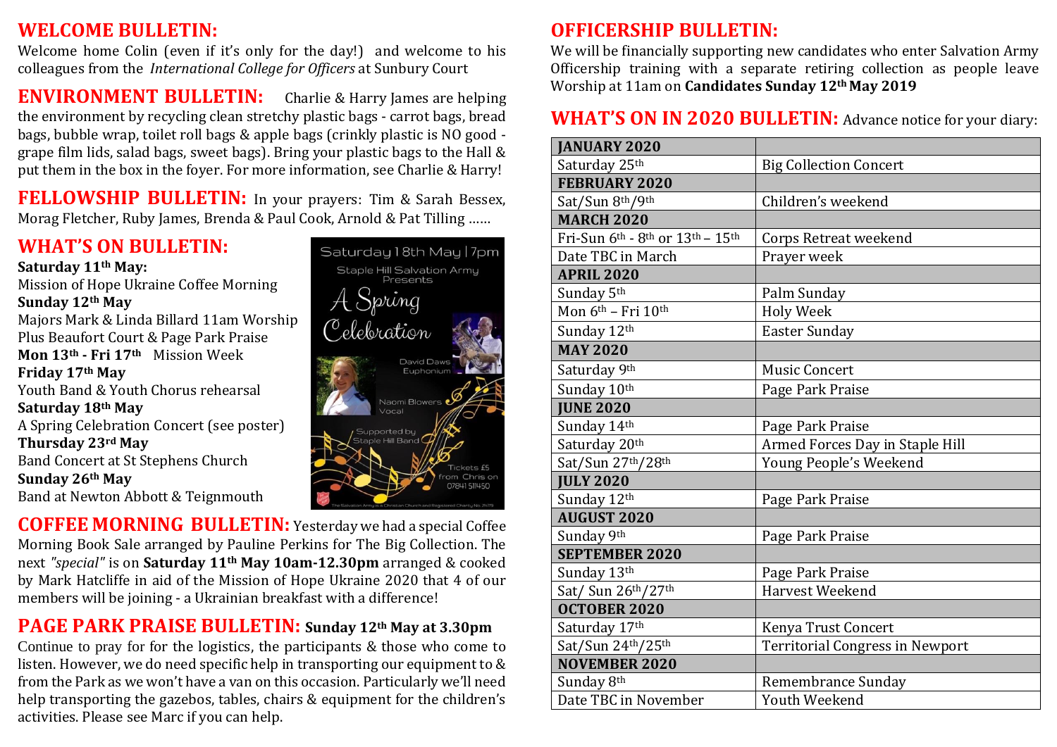## WELCOME BULLETIN:

Welcome home Colin (even if it's only for the day!) and welcome to his colleagues from the *International College for Officers* at Sunbury Court

## ENVIRONMENT BULLETIN:

Charlie & Harry James are helping the environment by recycling clean stretchy plastic bags - carrot bags, bread bags, bubble wrap, toilet roll bags & apple bags (crinkly plastic is NO good - grape film lids, salad bags, sweet bags). Bring your plastic bags to the Hall & put them in the box in the foyer. For more information, see Charlie & Harry!

## FELLOWSHIP BULLETIN:

In your prayers: Tim & Sarah Bessex, Morag Fletcher, Ruby James, Brenda & Paul Cook, Arnold & Pat Tilling ……

## WHAT'S ON BULLETIN:

**Saturday 11th May:**
Mission of Hope Ukraine Coffee Morning
**Sunday 12th May**
Majors Mark & Linda Billard 11am Worship
Plus Beaufort Court & Page Park Praise
**Mon 13th - Fri 17th** Mission Week
**Friday 17th May**
Youth Band & Youth Chorus rehearsal
**Saturday 18th May**
A Spring Celebration Concert (see poster)
**Thursday 23rd May**
Band Concert at St Stephens Church
**Sunday 26th May**
Band at Newton Abbott & Teignmouth

Saturday 18th May | 7pm
Staple Hill Salvation Army Presents
A Spring Celebration
David Daws Euphonium
Naomi Blowers Vocal
Supported by Staple Hill Band
Tickets £5 from Chris on 07841 511450
The Salvation Army is a Christian Church and Registered Charity No. 214779

## COFFEE MORNING BULLETIN:

Yesterday we had a special Coffee Morning Book Sale arranged by Pauline Perkins for The Big Collection. The next *"special"* is on **Saturday 11th May 10am-12.30pm** arranged & cooked by Mark Hatcliffe in aid of the Mission of Hope Ukraine 2020 that 4 of our members will be joining - a Ukrainian breakfast with a difference!

## PAGE PARK PRAISE BULLETIN: **Sunday 12th May at 3.30pm**

Continue to pray for for the logistics, the participants & those who come to listen. However, we do need specific help in transporting our equipment to & from the Park as we won't have a van on this occasion. Particularly we'll need help transporting the gazebos, tables, chairs & equipment for the children's activities. Please see Marc if you can help.

## OFFICERSHIP BULLETIN:

We will be financially supporting new candidates who enter Salvation Army Officership training with a separate retiring collection as people leave Worship at 11am on **Candidates Sunday 12th May 2019**

## WHAT'S ON IN 2020 BULLETIN: Advance notice for your diary:

| | |
|---|---|
| **JANUARY 2020** | |
| Saturday 25th | Big Collection Concert |
| **FEBRUARY 2020** | |
| Sat/Sun 8th/9th | Children's weekend |
| **MARCH 2020** | |
| Fri-Sun 6th - 8th or 13th – 15th | Corps Retreat weekend |
| Date TBC in March | Prayer week |
| **APRIL 2020** | |
| Sunday 5th | Palm Sunday |
| Mon 6th – Fri 10th | Holy Week |
| Sunday 12th | Easter Sunday |
| **MAY 2020** | |
| Saturday 9th | Music Concert |
| Sunday 10th | Page Park Praise |
| **JUNE 2020** | |
| Sunday 14th | Page Park Praise |
| Saturday 20th | Armed Forces Day in Staple Hill |
| Sat/Sun 27th/28th | Young People's Weekend |
| **JULY 2020** | |
| Sunday 12th | Page Park Praise |
| **AUGUST 2020** | |
| Sunday 9th | Page Park Praise |
| **SEPTEMBER 2020** | |
| Sunday 13th | Page Park Praise |
| Sat/ Sun 26th/27th | Harvest Weekend |
| **OCTOBER 2020** | |
| Saturday 17th | Kenya Trust Concert |
| Sat/Sun 24th/25th | Territorial Congress in Newport |
| **NOVEMBER 2020** | |
| Sunday 8th | Remembrance Sunday |
| Date TBC in November | Youth Weekend |